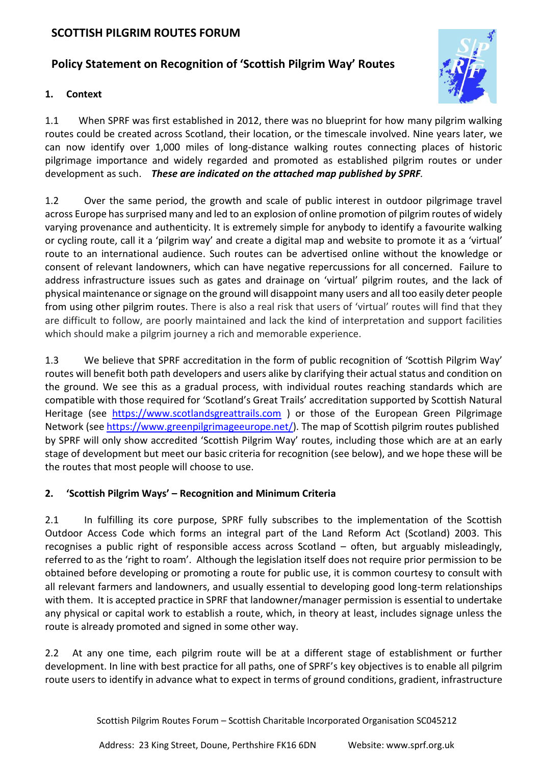# SCOTTISH PILGRIM ROUTES FORUM

## Policy Statement on Recognition of 'Scottish Pilgrim Way' Routes

### 1. Context

1.1 When SPRF was first established in 2012, there was no blueprint for how many pilgrim walking routes could be created across Scotland, their location, or the timescale involved. Nine years later, we can now identify over 1,000 miles of long-distance walking routes connecting places of historic pilgrimage importance and widely regarded and promoted as established pilgrim routes or under development as such. ***These are indicated on the attached map published by SPRF.***

1.2 Over the same period, the growth and scale of public interest in outdoor pilgrimage travel across Europe has surprised many and led to an explosion of online promotion of pilgrim routes of widely varying provenance and authenticity. It is extremely simple for anybody to identify a favourite walking or cycling route, call it a 'pilgrim way' and create a digital map and website to promote it as a 'virtual' route to an international audience. Such routes can be advertised online without the knowledge or consent of relevant landowners, which can have negative repercussions for all concerned. Failure to address infrastructure issues such as gates and drainage on 'virtual' pilgrim routes, and the lack of physical maintenance or signage on the ground will disappoint many users and all too easily deter people from using other pilgrim routes. There is also a real risk that users of 'virtual' routes will find that they are difficult to follow, are poorly maintained and lack the kind of interpretation and support facilities which should make a pilgrim journey a rich and memorable experience.

1.3 We believe that SPRF accreditation in the form of public recognition of 'Scottish Pilgrim Way' routes will benefit both path developers and users alike by clarifying their actual status and condition on the ground. We see this as a gradual process, with individual routes reaching standards which are compatible with those required for 'Scotland's Great Trails' accreditation supported by Scottish Natural Heritage (see https://www.scotlandsgreattrails.com ) or those of the European Green Pilgrimage Network (see https://www.greenpilgrimageeurope.net/). The map of Scottish pilgrim routes published by SPRF will only show accredited 'Scottish Pilgrim Way' routes, including those which are at an early stage of development but meet our basic criteria for recognition (see below), and we hope these will be the routes that most people will choose to use.

### 2. 'Scottish Pilgrim Ways' – Recognition and Minimum Criteria

2.1 In fulfilling its core purpose, SPRF fully subscribes to the implementation of the Scottish Outdoor Access Code which forms an integral part of the Land Reform Act (Scotland) 2003. This recognises a public right of responsible access across Scotland – often, but arguably misleadingly, referred to as the 'right to roam'. Although the legislation itself does not require prior permission to be obtained before developing or promoting a route for public use, it is common courtesy to consult with all relevant farmers and landowners, and usually essential to developing good long-term relationships with them. It is accepted practice in SPRF that landowner/manager permission is essential to undertake any physical or capital work to establish a route, which, in theory at least, includes signage unless the route is already promoted and signed in some other way.

2.2 At any one time, each pilgrim route will be at a different stage of establishment or further development. In line with best practice for all paths, one of SPRF's key objectives is to enable all pilgrim route users to identify in advance what to expect in terms of ground conditions, gradient, infrastructure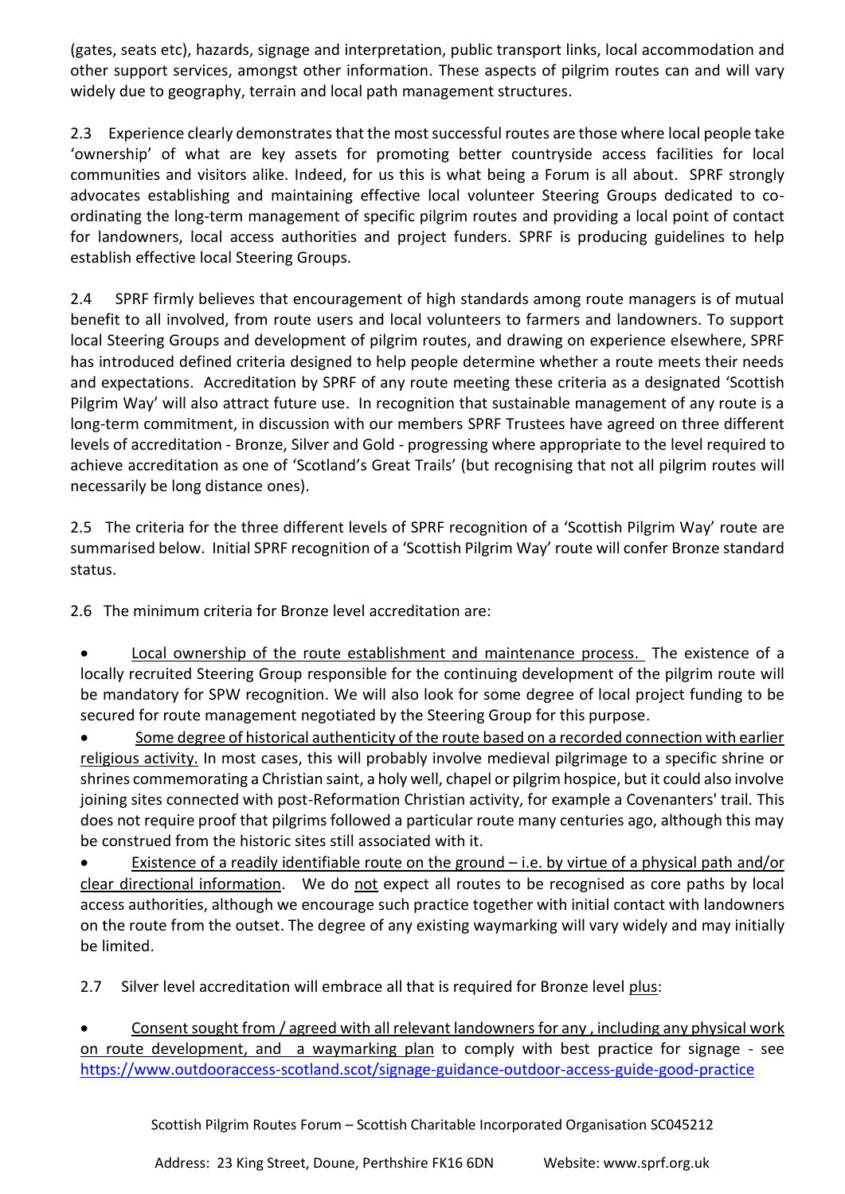(gates, seats etc), hazards, signage and interpretation, public transport links, local accommodation and other support services, amongst other information. These aspects of pilgrim routes can and will vary widely due to geography, terrain and local path management structures.

2.3 Experience clearly demonstrates that the most successful routes are those where local people take 'ownership' of what are key assets for promoting better countryside access facilities for local communities and visitors alike. Indeed, for us this is what being a Forum is all about. SPRF strongly advocates establishing and maintaining effective local volunteer Steering Groups dedicated to co-ordinating the long-term management of specific pilgrim routes and providing a local point of contact for landowners, local access authorities and project funders. SPRF is producing guidelines to help establish effective local Steering Groups.

2.4 SPRF firmly believes that encouragement of high standards among route managers is of mutual benefit to all involved, from route users and local volunteers to farmers and landowners. To support local Steering Groups and development of pilgrim routes, and drawing on experience elsewhere, SPRF has introduced defined criteria designed to help people determine whether a route meets their needs and expectations. Accreditation by SPRF of any route meeting these criteria as a designated 'Scottish Pilgrim Way' will also attract future use. In recognition that sustainable management of any route is a long-term commitment, in discussion with our members SPRF Trustees have agreed on three different levels of accreditation - Bronze, Silver and Gold - progressing where appropriate to the level required to achieve accreditation as one of 'Scotland's Great Trails' (but recognising that not all pilgrim routes will necessarily be long distance ones).

2.5 The criteria for the three different levels of SPRF recognition of a 'Scottish Pilgrim Way' route are summarised below. Initial SPRF recognition of a 'Scottish Pilgrim Way' route will confer Bronze standard status.

2.6 The minimum criteria for Bronze level accreditation are:

- <u>Local ownership of the route establishment and maintenance process.</u> The existence of a locally recruited Steering Group responsible for the continuing development of the pilgrim route will be mandatory for SPW recognition. We will also look for some degree of local project funding to be secured for route management negotiated by the Steering Group for this purpose.
- <u>Some degree of historical authenticity of the route based on a recorded connection with earlier religious activity.</u> In most cases, this will probably involve medieval pilgrimage to a specific shrine or shrines commemorating a Christian saint, a holy well, chapel or pilgrim hospice, but it could also involve joining sites connected with post-Reformation Christian activity, for example a Covenanters' trail. This does not require proof that pilgrims followed a particular route many centuries ago, although this may be construed from the historic sites still associated with it.
- <u>Existence of a readily identifiable route on the ground – i.e. by virtue of a physical path and/or clear directional information</u>. We do <u>not</u> expect all routes to be recognised as core paths by local access authorities, although we encourage such practice together with initial contact with landowners on the route from the outset. The degree of any existing waymarking will vary widely and may initially be limited.

2.7 Silver level accreditation will embrace all that is required for Bronze level <u>plus</u>:

- <u>Consent sought from / agreed with all relevant landowners for any , including any physical work on route development, and a waymarking plan</u> to comply with best practice for signage - see https://www.outdooraccess-scotland.scot/signage-guidance-outdoor-access-guide-good-practice

Scottish Pilgrim Routes Forum – Scottish Charitable Incorporated Organisation SC045212

Address: 23 King Street, Doune, Perthshire FK16 6DN Website: www.sprf.org.uk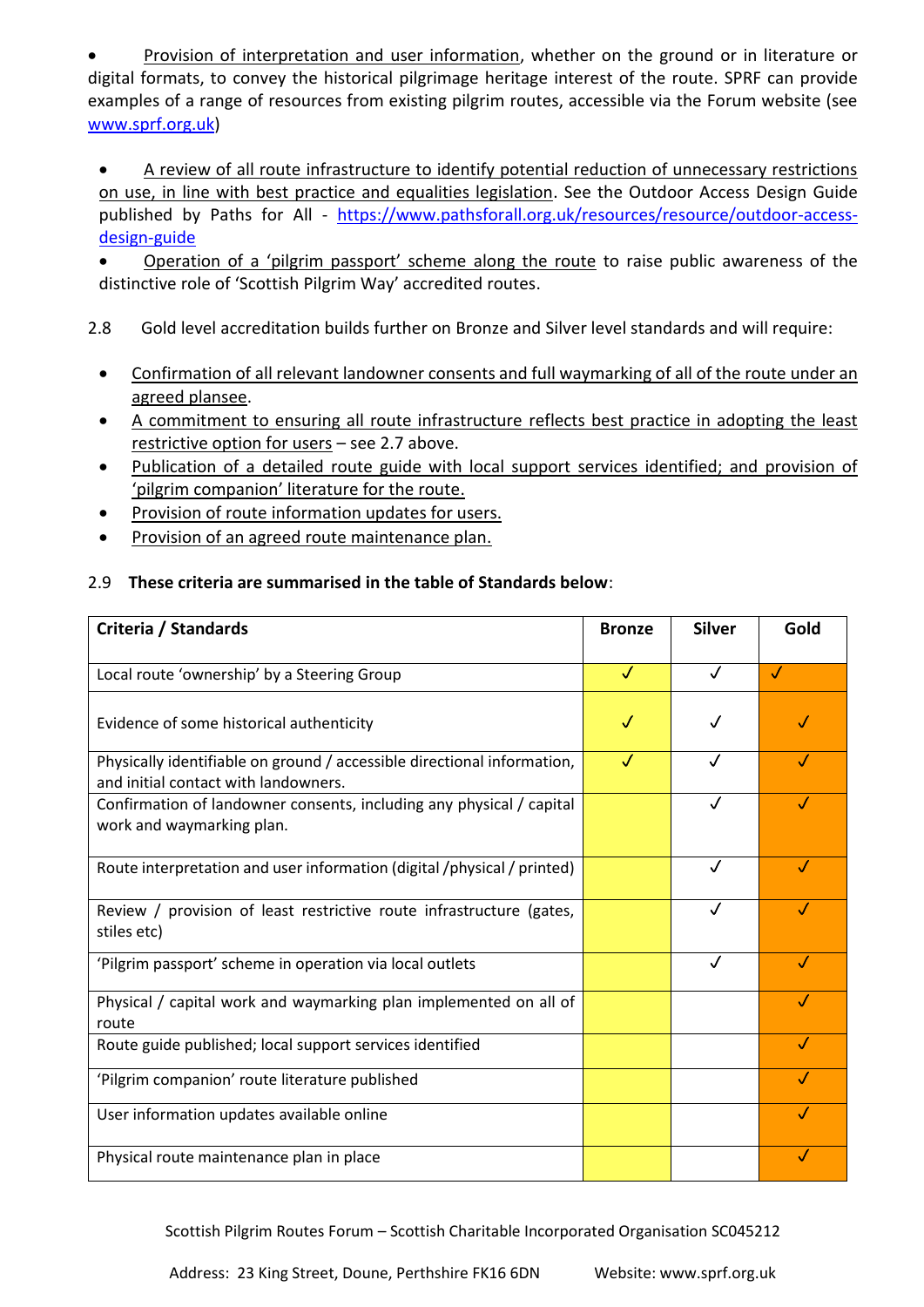- <u>Provision of interpretation and user information</u>, whether on the ground or in literature or digital formats, to convey the historical pilgrimage heritage interest of the route. SPRF can provide examples of a range of resources from existing pilgrim routes, accessible via the Forum website (see www.sprf.org.uk)

- <u>A review of all route infrastructure to identify potential reduction of unnecessary restrictions on use, in line with best practice and equalities legislation</u>. See the Outdoor Access Design Guide published by Paths for All - https://www.pathsforall.org.uk/resources/resource/outdoor-access-design-guide
- <u>Operation of a 'pilgrim passport' scheme along the route</u> to raise public awareness of the distinctive role of 'Scottish Pilgrim Way' accredited routes.

2.8 Gold level accreditation builds further on Bronze and Silver level standards and will require:

- <u>Confirmation of all relevant landowner consents and full waymarking of all of the route under an agreed plansee</u>.
- <u>A commitment to ensuring all route infrastructure reflects best practice in adopting the least restrictive option for users</u> – see 2.7 above.
- <u>Publication of a detailed route guide with local support services identified; and provision of 'pilgrim companion' literature for the route.</u>
- <u>Provision of route information updates for users.</u>
- <u>Provision of an agreed route maintenance plan.</u>

2.9 **These criteria are summarised in the table of Standards below**:

| Criteria / Standards | Bronze | Silver | Gold |
|---|---|---|---|
| Local route 'ownership' by a Steering Group | ✓ | ✓ | ✓ |
| Evidence of some historical authenticity | ✓ | ✓ | ✓ |
| Physically identifiable on ground / accessible directional information, and initial contact with landowners. | ✓ | ✓ | ✓ |
| Confirmation of landowner consents, including any physical / capital work and waymarking plan. | | ✓ | ✓ |
| Route interpretation and user information (digital /physical / printed) | | ✓ | ✓ |
| Review / provision of least restrictive route infrastructure (gates, stiles etc) | | ✓ | ✓ |
| 'Pilgrim passport' scheme in operation via local outlets | | ✓ | ✓ |
| Physical / capital work and waymarking plan implemented on all of route | | | ✓ |
| Route guide published; local support services identified | | | ✓ |
| 'Pilgrim companion' route literature published | | | ✓ |
| User information updates available online | | | ✓ |
| Physical route maintenance plan in place | | | ✓ |

Scottish Pilgrim Routes Forum – Scottish Charitable Incorporated Organisation SC045212

Address: 23 King Street, Doune, Perthshire FK16 6DN Website: www.sprf.org.uk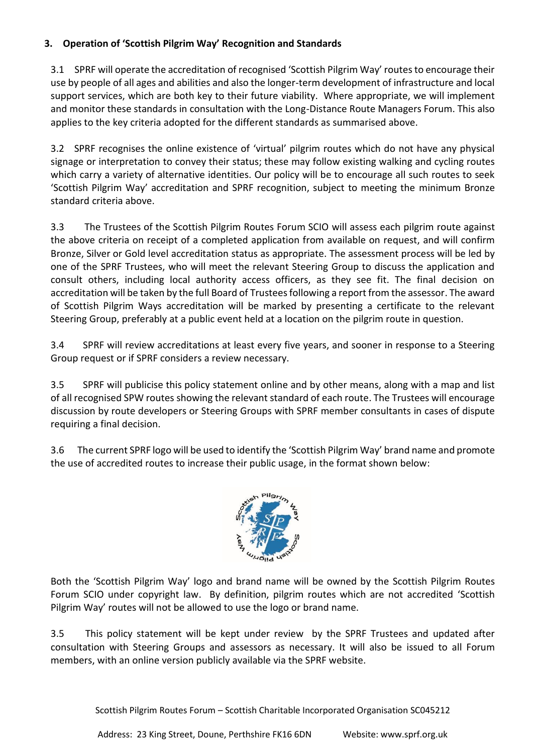### 3. Operation of 'Scottish Pilgrim Way' Recognition and Standards

3.1 SPRF will operate the accreditation of recognised 'Scottish Pilgrim Way' routes to encourage their use by people of all ages and abilities and also the longer-term development of infrastructure and local support services, which are both key to their future viability. Where appropriate, we will implement and monitor these standards in consultation with the Long-Distance Route Managers Forum. This also applies to the key criteria adopted for the different standards as summarised above.

3.2 SPRF recognises the online existence of 'virtual' pilgrim routes which do not have any physical signage or interpretation to convey their status; these may follow existing walking and cycling routes which carry a variety of alternative identities. Our policy will be to encourage all such routes to seek 'Scottish Pilgrim Way' accreditation and SPRF recognition, subject to meeting the minimum Bronze standard criteria above.

3.3 The Trustees of the Scottish Pilgrim Routes Forum SCIO will assess each pilgrim route against the above criteria on receipt of a completed application from available on request, and will confirm Bronze, Silver or Gold level accreditation status as appropriate. The assessment process will be led by one of the SPRF Trustees, who will meet the relevant Steering Group to discuss the application and consult others, including local authority access officers, as they see fit. The final decision on accreditation will be taken by the full Board of Trustees following a report from the assessor. The award of Scottish Pilgrim Ways accreditation will be marked by presenting a certificate to the relevant Steering Group, preferably at a public event held at a location on the pilgrim route in question.

3.4 SPRF will review accreditations at least every five years, and sooner in response to a Steering Group request or if SPRF considers a review necessary.

3.5 SPRF will publicise this policy statement online and by other means, along with a map and list of all recognised SPW routes showing the relevant standard of each route. The Trustees will encourage discussion by route developers or Steering Groups with SPRF member consultants in cases of dispute requiring a final decision.

3.6 The current SPRF logo will be used to identify the 'Scottish Pilgrim Way' brand name and promote the use of accredited routes to increase their public usage, in the format shown below:

Both the 'Scottish Pilgrim Way' logo and brand name will be owned by the Scottish Pilgrim Routes Forum SCIO under copyright law. By definition, pilgrim routes which are not accredited 'Scottish Pilgrim Way' routes will not be allowed to use the logo or brand name.

3.5 This policy statement will be kept under review by the SPRF Trustees and updated after consultation with Steering Groups and assessors as necessary. It will also be issued to all Forum members, with an online version publicly available via the SPRF website.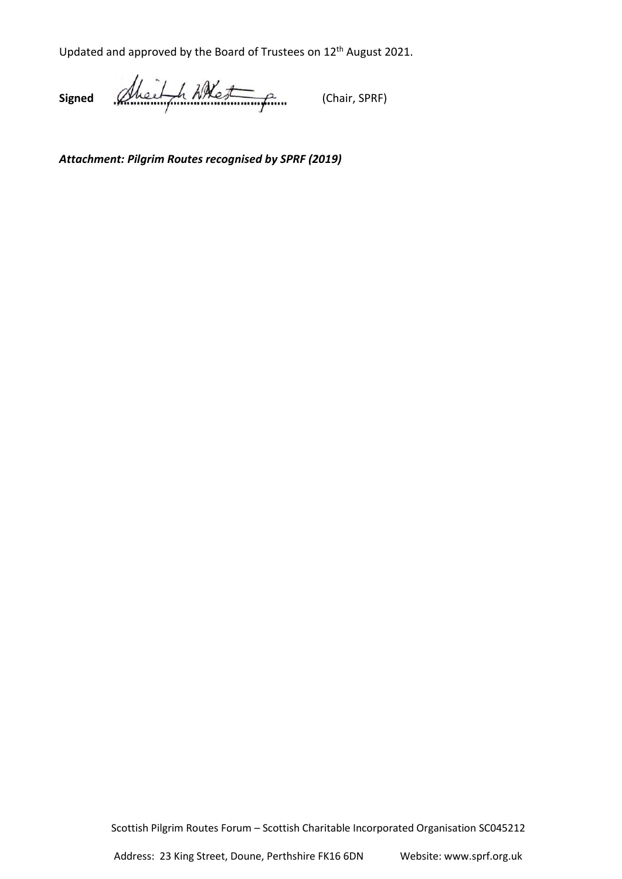Updated and approved by the Board of Trustees on 12th August 2021.

**Signed** .......................................... (Chair, SPRF)

***Attachment: Pilgrim Routes recognised by SPRF (2019)***

Scottish Pilgrim Routes Forum – Scottish Charitable Incorporated Organisation SC045212

Address: 23 King Street, Doune, Perthshire FK16 6DN Website: www.sprf.org.uk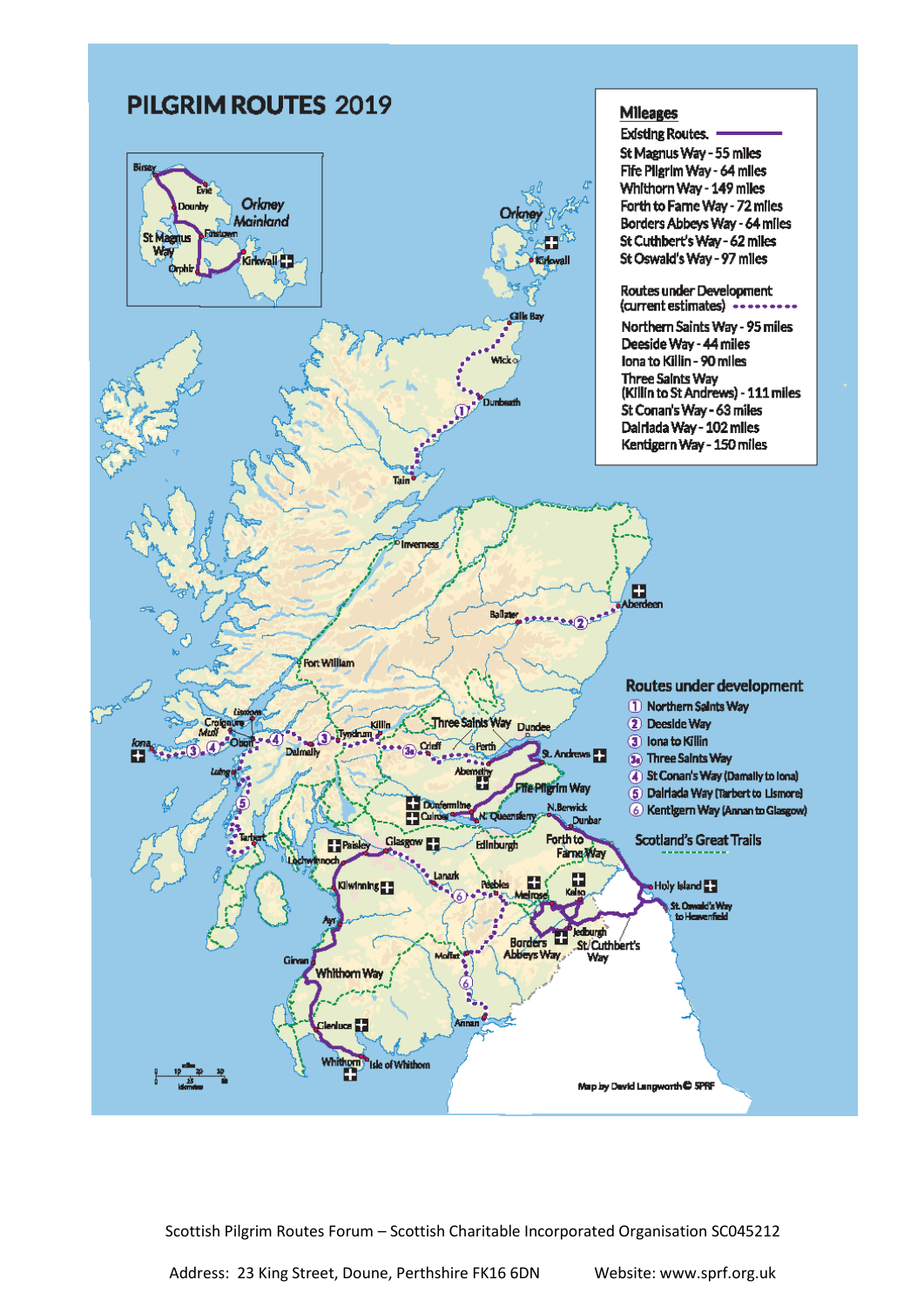# PILGRIM ROUTES 2019

**Mileages**

Existing Routes.

- St Magnus Way - 55 miles
- Fife Pilgrim Way - 64 miles
- Whithorn Way - 149 miles
- Forth to Farne Way - 72 miles
- Borders Abbeys Way - 64 miles
- St Cuthbert's Way - 62 miles
- St Oswald's Way - 97 miles

Routes under Development (current estimates)

- Northern Saints Way - 95 miles
- Deeside Way - 44 miles
- Iona to Killin - 90 miles
- Three Saints Way (Killin to St Andrews) - 111 miles
- St Conan's Way - 63 miles
- Dalriada Way - 102 miles
- Kentigern Way - 150 miles

**Routes under development**

1. Northern Saints Way
2. Deeside Way
3. Iona to Killin
3a. Three Saints Way
4. St Conan's Way (Dalmally to Iona)
5. Dalriada Way (Tarbert to Lismore)
6. Kentigern Way (Annan to Glasgow)

Scotland's Great Trails

Map by David Langworth © SPRF

Scottish Pilgrim Routes Forum – Scottish Charitable Incorporated Organisation SC045212

Address: 23 King Street, Doune, Perthshire FK16 6DN Website: www.sprf.org.uk